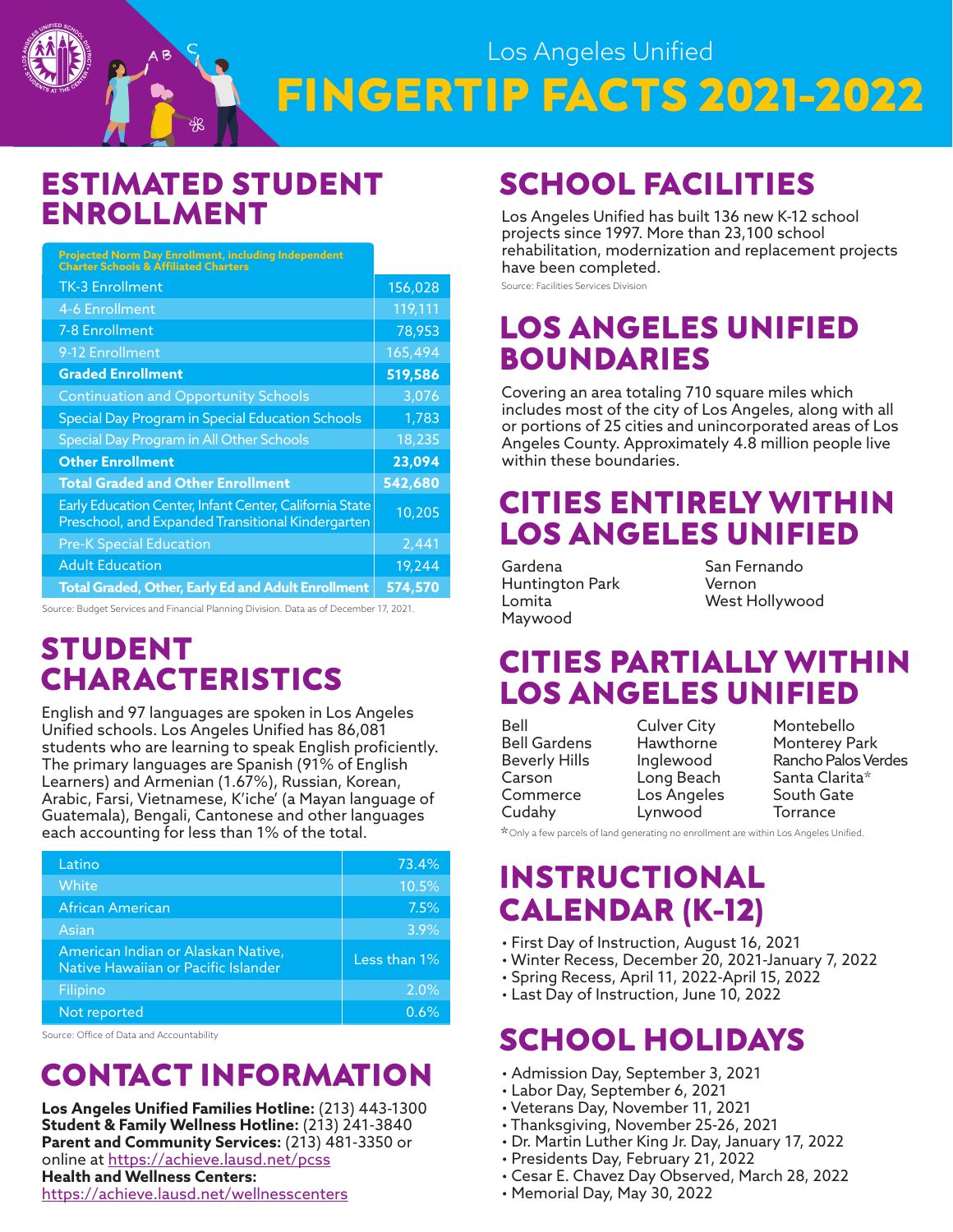Los Angeles Unified

# FINGERTIP FACTS 2021-2022

## ESTIMATED STUDENT ENROLLMENT

| Projected Norm Day Enrollment, including Independent Charter Schools & Affiliated Charters | |
|---|---|
| TK-3 Enrollment | 156,028 |
| 4-6 Enrollment | 119,111 |
| 7-8 Enrollment | 78,953 |
| 9-12 Enrollment | 165,494 |
| **Graded Enrollment** | **519,586** |
| Continuation and Opportunity Schools | 3,076 |
| Special Day Program in Special Education Schools | 1,783 |
| Special Day Program in All Other Schools | 18,235 |
| **Other Enrollment** | **23,094** |
| **Total Graded and Other Enrollment** | **542,680** |
| Early Education Center, Infant Center, California State Preschool, and Expanded Transitional Kindergarten | 10,205 |
| Pre-K Special Education | 2,441 |
| Adult Education | 19,244 |
| **Total Graded, Other, Early Ed and Adult Enrollment** | **574,570** |

Source: Budget Services and Financial Planning Division. Data as of December 17, 2021.

## STUDENT CHARACTERISTICS

English and 97 languages are spoken in Los Angeles Unified schools. Los Angeles Unified has 86,081 students who are learning to speak English proficiently. The primary languages are Spanish (91% of English Learners) and Armenian (1.67%), Russian, Korean, Arabic, Farsi, Vietnamese, K'iche' (a Mayan language of Guatemala), Bengali, Cantonese and other languages each accounting for less than 1% of the total.

| | |
|---|---|
| Latino | 73.4% |
| White | 10.5% |
| African American | 7.5% |
| Asian | 3.9% |
| American Indian or Alaskan Native, Native Hawaiian or Pacific Islander | Less than 1% |
| Filipino | 2.0% |
| Not reported | 0.6% |

Source: Office of Data and Accountability

## CONTACT INFORMATION

**Los Angeles Unified Families Hotline:** (213) 443-1300
**Student & Family Wellness Hotline:** (213) 241-3840
**Parent and Community Services:** (213) 481-3350 or online at https://achieve.lausd.net/pcss
**Health and Wellness Centers:**
https://achieve.lausd.net/wellnesscenters

## SCHOOL FACILITIES

Los Angeles Unified has built 136 new K-12 school projects since 1997. More than 23,100 school rehabilitation, modernization and replacement projects have been completed.

Source: Facilities Services Division

## LOS ANGELES UNIFIED BOUNDARIES

Covering an area totaling 710 square miles which includes most of the city of Los Angeles, along with all or portions of 25 cities and unincorporated areas of Los Angeles County. Approximately 4.8 million people live within these boundaries.

## CITIES ENTIRELY WITHIN LOS ANGELES UNIFIED

- Gardena
- Huntington Park
- Lomita
- Maywood
- San Fernando
- Vernon
- West Hollywood

## CITIES PARTIALLY WITHIN LOS ANGELES UNIFIED

- Bell
- Bell Gardens
- Beverly Hills
- Carson
- Commerce
- Cudahy
- Culver City
- Hawthorne
- Inglewood
- Long Beach
- Los Angeles
- Lynwood
- Montebello
- Monterey Park
- Rancho Palos Verdes
- Santa Clarita*
- South Gate
- Torrance

*Only a few parcels of land generating no enrollment are within Los Angeles Unified.

## INSTRUCTIONAL CALENDAR (K-12)

- First Day of Instruction, August 16, 2021
- Winter Recess, December 20, 2021-January 7, 2022
- Spring Recess, April 11, 2022-April 15, 2022
- Last Day of Instruction, June 10, 2022

## SCHOOL HOLIDAYS

- Admission Day, September 3, 2021
- Labor Day, September 6, 2021
- Veterans Day, November 11, 2021
- Thanksgiving, November 25-26, 2021
- Dr. Martin Luther King Jr. Day, January 17, 2022
- Presidents Day, February 21, 2022
- Cesar E. Chavez Day Observed, March 28, 2022
- Memorial Day, May 30, 2022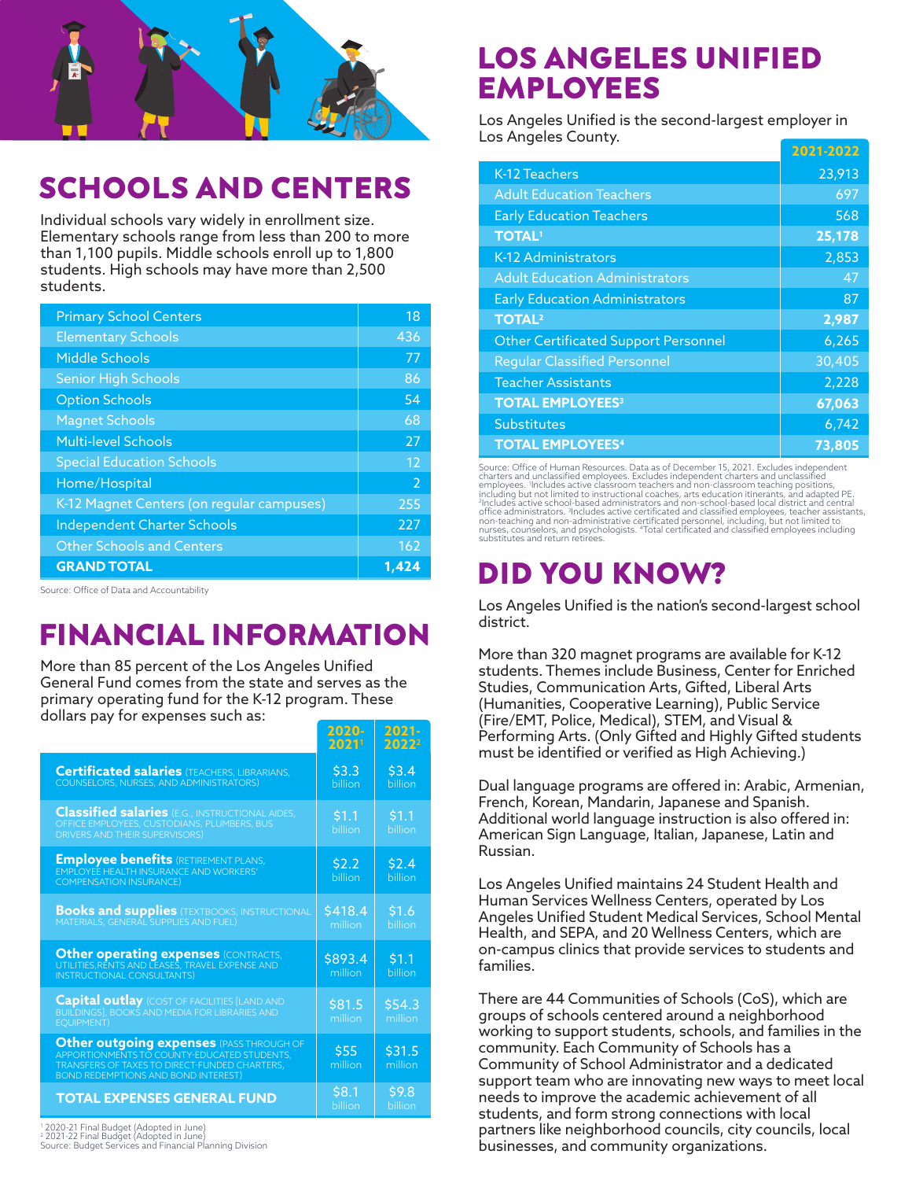## SCHOOLS AND CENTERS

Individual schools vary widely in enrollment size. Elementary schools range from less than 200 to more than 1,100 pupils. Middle schools enroll up to 1,800 students. High schools may have more than 2,500 students.

| | |
|---|---|
| Primary School Centers | 18 |
| Elementary Schools | 436 |
| Middle Schools | 77 |
| Senior High Schools | 86 |
| Option Schools | 54 |
| Magnet Schools | 68 |
| Multi-level Schools | 27 |
| Special Education Schools | 12 |
| Home/Hospital | 2 |
| K-12 Magnet Centers (on regular campuses) | 255 |
| Independent Charter Schools | 227 |
| Other Schools and Centers | 162 |
| **GRAND TOTAL** | **1,424** |

Source: Office of Data and Accountability

## FINANCIAL INFORMATION

More than 85 percent of the Los Angeles Unified General Fund comes from the state and serves as the primary operating fund for the K-12 program. These dollars pay for expenses such as:

| | 2020-2021[1] | 2021-2022[2] |
|---|---|---|
| **Certificated salaries** (TEACHERS, LIBRARIANS, COUNSELORS, NURSES, AND ADMINISTRATORS) | $3.3 billion | $3.4 billion |
| **Classified salaries** (E.G., INSTRUCTIONAL AIDES, OFFICE EMPLOYEES, CUSTODIANS, PLUMBERS, BUS DRIVERS AND THEIR SUPERVISORS) | $1.1 billion | $1.1 billion |
| **Employee benefits** (RETIREMENT PLANS, EMPLOYEE HEALTH INSURANCE AND WORKERS' COMPENSATION INSURANCE) | $2.2 billion | $2.4 billion |
| **Books and supplies** (TEXTBOOKS, INSTRUCTIONAL MATERIALS, GENERAL SUPPLIES AND FUEL) | $418.4 million | $1.6 billion |
| **Other operating expenses** (CONTRACTS, UTILITIES, RENTS AND LEASES, TRAVEL EXPENSE AND INSTRUCTIONAL CONSULTANTS) | $893.4 million | $1.1 billion |
| **Capital outlay** (COST OF FACILITIES [LAND AND BUILDINGS], BOOKS AND MEDIA FOR LIBRARIES AND EQUIPMENT) | $81.5 million | $54.3 million |
| **Other outgoing expenses** (PASS THROUGH OF APPORTIONMENTS TO COUNTY-EDUCATED STUDENTS, TRANSFERS OF TAXES TO DIRECT-FUNDED CHARTERS, BOND REDEMPTIONS AND BOND INTEREST) | $55 million | $31.5 million |
| **TOTAL EXPENSES GENERAL FUND** | $8.1 billion | $9.8 billion |

[1] 2020-21 Final Budget (Adopted in June)
[2] 2021-22 Final Budget (Adopted in June)
Source: Budget Services and Financial Planning Division

## LOS ANGELES UNIFIED EMPLOYEES

Los Angeles Unified is the second-largest employer in Los Angeles County.

| | 2021-2022 |
|---|---|
| K-12 Teachers | 23,913 |
| Adult Education Teachers | 697 |
| Early Education Teachers | 568 |
| **TOTAL[1]** | **25,178** |
| K-12 Administrators | 2,853 |
| Adult Education Administrators | 47 |
| Early Education Administrators | 87 |
| **TOTAL[2]** | **2,987** |
| Other Certificated Support Personnel | 6,265 |
| Regular Classified Personnel | 30,405 |
| Teacher Assistants | 2,228 |
| **TOTAL EMPLOYEES[3]** | **67,063** |
| Substitutes | 6,742 |
| **TOTAL EMPLOYEES[4]** | **73,805** |

Source: Office of Human Resources. Data as of December 15, 2021. Excludes independent charters and unclassified employees. Excludes independent charters and unclassified employees. [1]Includes active classroom teachers and non-classroom teaching positions, including but not limited to instructional coaches, arts education itinerants, and adapted PE. [2]Includes active school-based administrators and non-school-based local district and central office administrators. [3]Includes active certificated and classified employees, teacher assistants, non-teaching and non-administrative certificated personnel, including, but not limited to nurses, counselors, and psychologists. [4]Total certificated and classified employees including substitutes and return retirees.

## DID YOU KNOW?

Los Angeles Unified is the nation's second-largest school district.

More than 320 magnet programs are available for K-12 students. Themes include Business, Center for Enriched Studies, Communication Arts, Gifted, Liberal Arts (Humanities, Cooperative Learning), Public Service (Fire/EMT, Police, Medical), STEM, and Visual & Performing Arts. (Only Gifted and Highly Gifted students must be identified or verified as High Achieving.)

Dual language programs are offered in: Arabic, Armenian, French, Korean, Mandarin, Japanese and Spanish. Additional world language instruction is also offered in: American Sign Language, Italian, Japanese, Latin and Russian.

Los Angeles Unified maintains 24 Student Health and Human Services Wellness Centers, operated by Los Angeles Unified Student Medical Services, School Mental Health, and SEPA, and 20 Wellness Centers, which are on-campus clinics that provide services to students and families.

There are 44 Communities of Schools (CoS), which are groups of schools centered around a neighborhood working to support students, schools, and families in the community. Each Community of Schools has a Community of School Administrator and a dedicated support team who are innovating new ways to meet local needs to improve the academic achievement of all students, and form strong connections with local partners like neighborhood councils, city councils, local businesses, and community organizations.